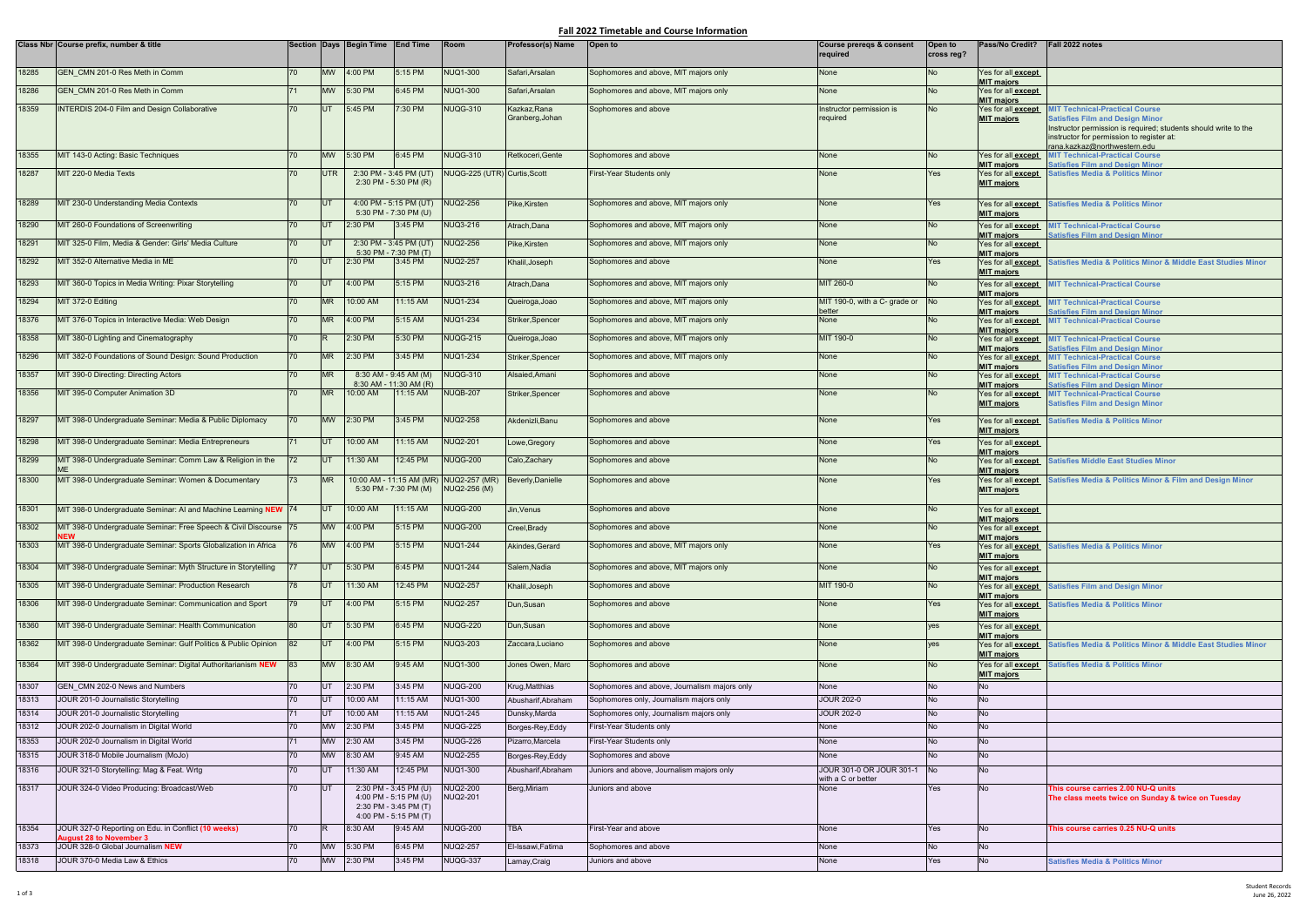# Fall 2022 Timetable and Course Information

| Class Nbr | Course prefix, number & title | Section | Days | Begin Time | End Time | Room | Professor(s) Name | Open to | Course prereqs & consent required | Open to cross reg? | Pass/No Credit? | Fall 2022 notes |
|---|---|---|---|---|---|---|---|---|---|---|---|---|
| 18285 | GEN_CMN 201-0 Res Meth in Comm | 70 | MW | 4:00 PM | 5:15 PM | NUQ1-300 | Safari,Arsalan | Sophomores and above, MIT majors only | None | No | Yes for all except MIT majors | |
| 18286 | GEN_CMN 201-0 Res Meth in Comm | 71 | MW | 5:30 PM | 6:45 PM | NUQ1-300 | Safari,Arsalan | Sophomores and above, MIT majors only | None | No | Yes for all except MIT majors | |
| 18359 | INTERDIS 204-0 Film and Design Collaborative | 70 | UT | 5:45 PM | 7:30 PM | NUQG-310 | Kazkaz,Rana Granberg,Johan | Sophomores and above | Instructor permission is required | No | Yes for all except MIT majors | MIT Technical-Practical Course Satisfies Film and Design Minor Instructor permission is required; students should write to the instructor for permission to register at: rana.kazkaz@northwestern.edu |
| 18355 | MIT 143-0 Acting: Basic Techniques | 70 | MW | 5:30 PM | 6:45 PM | NUQG-310 | Retkoceri,Gente | Sophomores and above | None | No | Yes for all except MIT majors | MIT Technical-Practical Course Satisfies Film and Design Minor |
| 18287 | MIT 220-0 Media Texts | 70 | UTR | 2:30 PM - 3:45 PM (UT) 2:30 PM - 5:30 PM (R) | | NUQG-225 (UTR) | Curtis,Scott | First-Year Students only | None | Yes | Yes for all except MIT majors | Satisfies Media & Politics Minor |
| 18289 | MIT 230-0 Understanding Media Contexts | 70 | UT | 4:00 PM - 5:15 PM (UT) 5:30 PM - 7:30 PM (U) | | NUQ2-256 | Pike,Kirsten | Sophomores and above, MIT majors only | None | Yes | Yes for all except MIT majors | Satisfies Media & Politics Minor |
| 18290 | MIT 260-0 Foundations of Screenwriting | 70 | UT | 2:30 PM | 3:45 PM | NUQ3-216 | Atrach,Dana | Sophomores and above, MIT majors only | None | No | Yes for all except MIT majors | MIT Technical-Practical Course Satisfies Film and Design Minor |
| 18291 | MIT 325-0 Film, Media & Gender: Girls' Media Culture | 70 | UT | 2:30 PM - 3:45 PM (UT) 5:30 PM - 7:30 PM (T) | | NUQ2-256 | Pike,Kirsten | Sophomores and above, MIT majors only | None | No | Yes for all except MIT majors | |
| 18292 | MIT 352-0 Alternative Media in ME | 70 | UT | 2:30 PM | 3:45 PM | NUQ2-257 | Khalil,Joseph | Sophomores and above | None | Yes | Yes for all except MIT majors | Satisfies Media & Politics Minor & Middle East Studies Minor |
| 18293 | MIT 360-0 Topics in Media Writing: Pixar Storytelling | 70 | UT | 4:00 PM | 5:15 PM | NUQ3-216 | Atrach,Dana | Sophomores and above, MIT majors only | MIT 260-0 | No | Yes for all except MIT majors | MIT Technical-Practical Course |
| 18294 | MIT 372-0 Editing | 70 | MR | 10:00 AM | 11:15 AM | NUQ1-234 | Queiroga,Joao | Sophomores and above, MIT majors only | MIT 190-0, with a C- grade or better | No | Yes for all except MIT majors | MIT Technical-Practical Course Satisfies Film and Design Minor |
| 18376 | MIT 376-0 Topics in Interactive Media: Web Design | 70 | MR | 4:00 PM | 5:15 AM | NUQ1-234 | Striker,Spencer | Sophomores and above, MIT majors only | None | No | Yes for all except MIT majors | MIT Technical-Practical Course |
| 18358 | MIT 380-0 Lighting and Cinematography | 70 | R | 2:30 PM | 5:30 PM | NUQG-215 | Queiroga,Joao | Sophomores and above, MIT majors only | MIT 190-0 | No | Yes for all except MIT majors | MIT Technical-Practical Course Satisfies Film and Design Minor |
| 18296 | MIT 382-0 Foundations of Sound Design: Sound Production | 70 | MR | 2:30 PM | 3:45 PM | NUQ1-234 | Striker,Spencer | Sophomores and above, MIT majors only | None | No | Yes for all except MIT majors | MIT Technical-Practical Course Satisfies Film and Design Minor |
| 18357 | MIT 390-0 Directing: Directing Actors | 70 | MR | 8:30 AM - 9:45 AM (M) 8:30 AM - 11:30 AM (R) | | NUQG-310 | Alsaied,Amani | Sophomores and above | None | No | Yes for all except MIT majors | MIT Technical-Practical Course Satisfies Film and Design Minor |
| 18356 | MIT 395-0 Computer Animation 3D | 70 | MR | 10:00 AM | 11:15 AM | NUQB-207 | Striker,Spencer | Sophomores and above | None | No | Yes for all except MIT majors | MIT Technical-Practical Course Satisfies Film and Design Minor |
| 18297 | MIT 398-0 Undergraduate Seminar: Media & Public Diplomacy | 70 | MW | 2:30 PM | 3:45 PM | NUQ2-258 | Akdenizli,Banu | Sophomores and above | None | Yes | Yes for all except MIT majors | Satisfies Media & Politics Minor |
| 18298 | MIT 398-0 Undergraduate Seminar: Media Entrepreneurs | 71 | UT | 10:00 AM | 11:15 AM | NUQ2-201 | Lowe,Gregory | Sophomores and above | None | Yes | Yes for all except MIT majors | |
| 18299 | MIT 398-0 Undergraduate Seminar: Comm Law & Religion in the ME | 72 | UT | 11:30 AM | 12:45 PM | NUQG-200 | Calo,Zachary | Sophomores and above | None | No | Yes for all except MIT majors | Satisfies Middle East Studies Minor |
| 18300 | MIT 398-0 Undergraduate Seminar: Women & Documentary | 73 | MR | 10:00 AM - 11:15 AM (MR) 5:30 PM - 7:30 PM (M) | | NUQ2-257 (MR) NUQ2-256 (M) | Beverly,Danielle | Sophomores and above | None | Yes | Yes for all except MIT majors | Satisfies Media & Politics Minor & Film and Design Minor |
| 18301 | MIT 398-0 Undergraduate Seminar: AI and Machine Learning NEW | 74 | UT | 10:00 AM | 11:15 AM | NUQG-200 | Jin,Venus | Sophomores and above | None | No | Yes for all except MIT majors | |
| 18302 | MIT 398-0 Undergraduate Seminar: Free Speech & Civil Discourse NEW | 75 | MW | 4:00 PM | 5:15 PM | NUQG-200 | Creel,Brady | Sophomores and above | None | No | Yes for all except MIT majors | |
| 18303 | MIT 398-0 Undergraduate Seminar: Sports Globalization in Africa | 76 | MW | 4:00 PM | 5:15 PM | NUQ1-244 | Akindes,Gerard | Sophomores and above, MIT majors only | None | Yes | Yes for all except MIT majors | Satisfies Media & Politics Minor |
| 18304 | MIT 398-0 Undergraduate Seminar: Myth Structure in Storytelling | 77 | UT | 5:30 PM | 6:45 PM | NUQ1-244 | Salem,Nadia | Sophomores and above, MIT majors only | None | No | Yes for all except MIT majors | |
| 18305 | MIT 398-0 Undergraduate Seminar: Production Research | 78 | UT | 11:30 AM | 12:45 PM | NUQ2-257 | Khalil,Joseph | Sophomores and above | MIT 190-0 | No | Yes for all except MIT majors | Satisfies Film and Design Minor |
| 18306 | MIT 398-0 Undergraduate Seminar: Communication and Sport | 79 | UT | 4:00 PM | 5:15 PM | NUQ2-257 | Dun,Susan | Sophomores and above | None | Yes | Yes for all except MIT majors | Satisfies Media & Politics Minor |
| 18360 | MIT 398-0 Undergraduate Seminar: Health Communication | 80 | UT | 5:30 PM | 6:45 PM | NUQG-220 | Dun,Susan | Sophomores and above | None | yes | Yes for all except MIT majors | |
| 18362 | MIT 398-0 Undergraduate Seminar: Gulf Politics & Public Opinion | 82 | UT | 4:00 PM | 5:15 PM | NUQ3-203 | Zaccara,Luciano | Sophomores and above | None | yes | Yes for all except MIT majors | Satisfies Media & Politics Minor & Middle East Studies Minor |
| 18364 | MIT 398-0 Undergraduate Seminar: Digital Authoritarianism NEW | 83 | MW | 8:30 AM | 9:45 AM | NUQ1-300 | Jones Owen, Marc | Sophomores and above | None | No | Yes for all except MIT majors | Satisfies Media & Politics Minor |
| 18307 | GEN_CMN 202-0 News and Numbers | 70 | UT | 2:30 PM | 3:45 PM | NUQG-200 | Krug,Matthias | Sophomores and above, Journalism majors only | None | No | No | |
| 18313 | JOUR 201-0 Journalistic Storytelling | 70 | UT | 10:00 AM | 11:15 AM | NUQ1-300 | Abusharif,Abraham | Sophomores only, Journalism majors only | JOUR 202-0 | No | No | |
| 18314 | JOUR 201-0 Journalistic Storytelling | 71 | UT | 10:00 AM | 11:15 AM | NUQ1-245 | Dunsky,Marda | Sophomores only, Journalism majors only | JOUR 202-0 | No | No | |
| 18312 | JOUR 202-0 Journalism in Digital World | 70 | MW | 2:30 PM | 3:45 PM | NUQG-225 | Borges-Rey,Eddy | First-Year Students only | None | No | No | |
| 18353 | JOUR 202-0 Journalism in Digital World | 71 | MW | 2:30 AM | 3:45 PM | NUQG-226 | Pizarro,Marcela | First-Year Students only | None | No | No | |
| 18315 | JOUR 318-0 Mobile Journalism (MoJo) | 70 | MW | 8:30 AM | 9:45 AM | NUQ2-255 | Borges-Rey,Eddy | Sophomores and above | None | No | No | |
| 18316 | JOUR 321-0 Storytelling: Mag & Feat. Wrtg | 70 | UT | 11:30 AM | 12:45 PM | NUQ1-300 | Abusharif,Abraham | Juniors and above, Journalism majors only | JOUR 301-0 OR JOUR 301-1 with a C or better | No | No | |
| 18317 | JOUR 324-0 Video Producing: Broadcast/Web | 70 | UT | 2:30 PM - 3:45 PM (U) 4:00 PM - 5:15 PM (U) 2:30 PM - 3:45 PM (T) 4:00 PM - 5:15 PM (T) | | NUQ2-200 NUQ2-201 | Berg,Miriam | Juniors and above | None | Yes | No | This course carries 2.00 NU-Q units The class meets twice on Sunday & twice on Tuesday |
| 18354 | JOUR 327-0 Reporting on Edu. in Conflict (10 weeks) August 28 to November 3 | 70 | R | 8:30 AM | 9:45 AM | NUQG-200 | TBA | First-Year and above | None | Yes | No | This course carries 0.25 NU-Q units |
| 18373 | JOUR 328-0 Global Journalism NEW | 70 | MW | 5:30 PM | 6:45 PM | NUQ2-257 | El-Issawi,Fatima | Sophomores and above | None | No | No | |
| 18318 | JOUR 370-0 Media Law & Ethics | 70 | MW | 2:30 PM | 3:45 PM | NUQG-337 | Lamay,Craig | Juniors and above | None | Yes | No | Satisfies Media & Politics Minor |

Student Records
June 26, 2022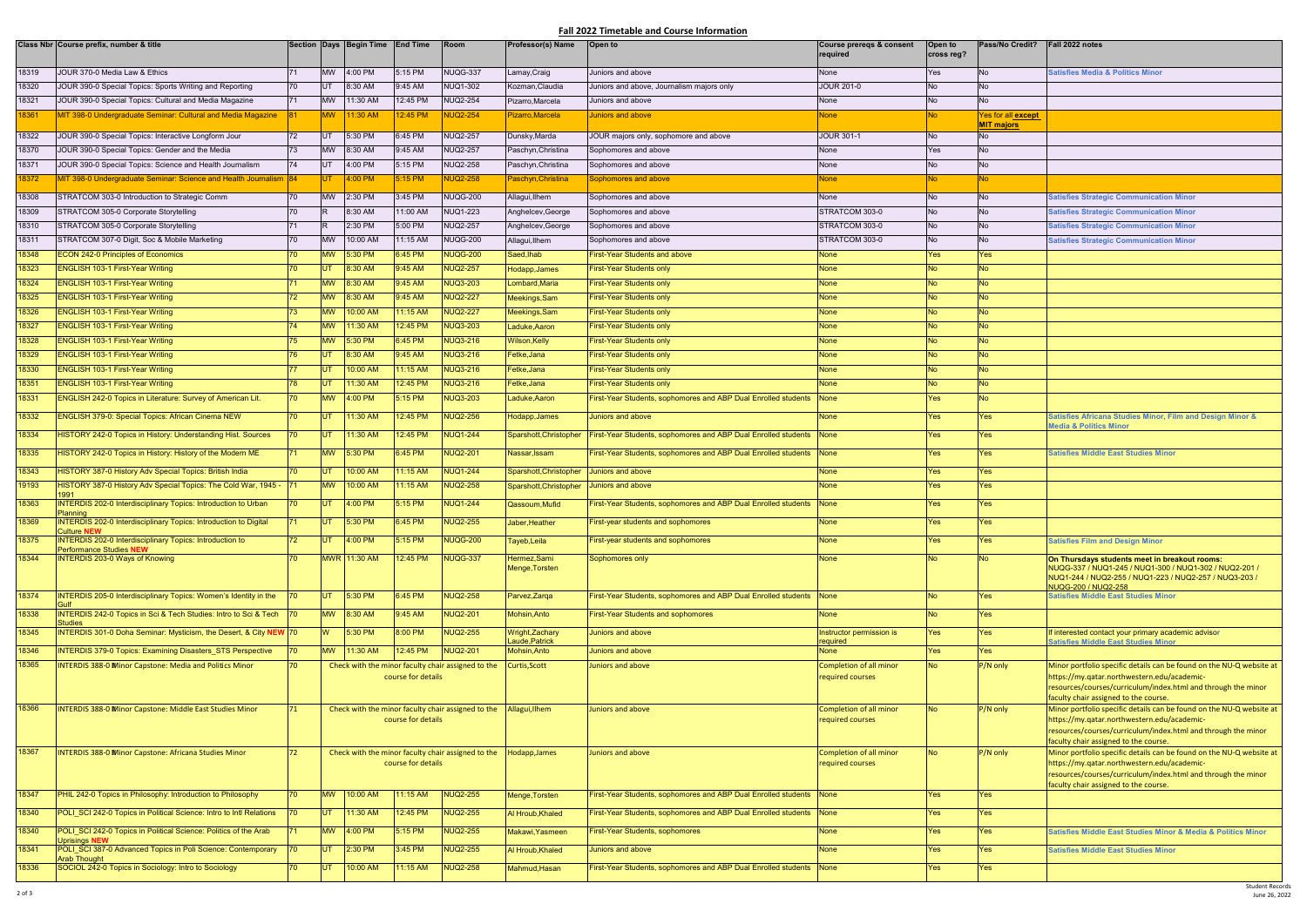# Fall 2022 Timetable and Course Information

| Class Nbr | Course prefix, number & title | Section | Days | Begin Time | End Time | Room | Professor(s) Name | Open to | Course prereqs & consent required | Open to cross reg? | Pass/No Credit? | Fall 2022 notes |
|---|---|---|---|---|---|---|---|---|---|---|---|---|
| 18319 | JOUR 370-0 Media Law & Ethics | 71 | MW | 4:00 PM | 5:15 PM | NUQG-337 | Lamay,Craig | Juniors and above | None | Yes | No | Satisfies Media & Politics Minor |
| 18320 | JOUR 390-0 Special Topics: Sports Writing and Reporting | 70 | UT | 8:30 AM | 9:45 AM | NUQ1-302 | Kozman,Claudia | Juniors and above, Journalism majors only | JOUR 201-0 | No | No | |
| 18321 | JOUR 390-0 Special Topics: Cultural and Media Magazine | 71 | MW | 11:30 AM | 12:45 PM | NUQ2-254 | Pizarro,Marcela | Juniors and above | None | No | No | |
| 18361 | MIT 398-0 Undergraduate Seminar: Cultural and Media Magazine | 81 | MW | 11:30 AM | 12:45 PM | NUQ2-254 | Pizarro,Marcela | Juniors and above | None | No | Yes for all **except MIT majors** | |
| 18322 | JOUR 390-0 Special Topics: Interactive Longform Jour | 72 | UT | 5:30 PM | 6:45 PM | NUQ2-257 | Dunsky,Marda | JOUR majors only, sophomore and above | JOUR 301-1 | No | No | |
| 18370 | JOUR 390-0 Special Topics: Gender and the Media | 73 | MW | 8:30 AM | 9:45 AM | NUQ2-257 | Paschyn,Christina | Sophomores and above | None | Yes | No | |
| 18371 | JOUR 390-0 Special Topics: Science and Health Journalism | 74 | UT | 4:00 PM | 5:15 PM | NUQ2-258 | Paschyn,Christina | Sophomores and above | None | No | No | |
| 18372 | MIT 398-0 Undergraduate Seminar: Science and Health Journalism | 84 | UT | 4:00 PM | 5:15 PM | NUQ2-258 | Paschyn,Christina | Sophomores and above | None | No | No | |
| 18308 | STRATCOM 303-0 Introduction to Strategic Comm | 70 | MW | 2:30 PM | 3:45 PM | NUQG-200 | Allagui,Ilhem | Sophomores and above | None | No | No | Satisfies Strategic Communication Minor |
| 18309 | STRATCOM 305-0 Corporate Storytelling | 70 | R | 8:30 AM | 11:00 AM | NUQ1-223 | Anghelcev,George | Sophomores and above | STRATCOM 303-0 | No | No | Satisfies Strategic Communication Minor |
| 18310 | STRATCOM 305-0 Corporate Storytelling | 71 | R | 2:30 PM | 5:00 PM | NUQ2-257 | Anghelcev,George | Sophomores and above | STRATCOM 303-0 | No | No | Satisfies Strategic Communication Minor |
| 18311 | STRATCOM 307-0 Digit, Soc & Mobile Marketing | 70 | MW | 10:00 AM | 11:15 AM | NUQG-200 | Allagui,Ilhem | Sophomores and above | STRATCOM 303-0 | No | No | Satisfies Strategic Communication Minor |
| 18348 | ECON 242-0 Principles of Economics | 70 | MW | 5:30 PM | 6:45 PM | NUQG-200 | Saed,Ihab | First-Year Students and above | None | Yes | Yes | |
| 18323 | ENGLISH 103-1 First-Year Writing | 70 | UT | 8:30 AM | 9:45 AM | NUQ2-257 | Hodapp,James | First-Year Students only | None | No | No | |
| 18324 | ENGLISH 103-1 First-Year Writing | 71 | MW | 8:30 AM | 9:45 AM | NUQ3-203 | Lombard,Maria | First-Year Students only | None | No | No | |
| 18325 | ENGLISH 103-1 First-Year Writing | 72 | MW | 8:30 AM | 9:45 AM | NUQ2-227 | Meekings,Sam | First-Year Students only | None | No | No | |
| 18326 | ENGLISH 103-1 First-Year Writing | 73 | MW | 10:00 AM | 11:15 AM | NUQ2-227 | Meekings,Sam | First-Year Students only | None | No | No | |
| 18327 | ENGLISH 103-1 First-Year Writing | 74 | MW | 11:30 AM | 12:45 PM | NUQ3-203 | Laduke,Aaron | First-Year Students only | None | No | No | |
| 18328 | ENGLISH 103-1 First-Year Writing | 75 | MW | 5:30 PM | 6:45 PM | NUQ3-216 | Wilson,Kelly | First-Year Students only | None | No | No | |
| 18329 | ENGLISH 103-1 First-Year Writing | 76 | UT | 8:30 AM | 9:45 AM | NUQ3-216 | Fetke,Jana | First-Year Students only | None | No | No | |
| 18330 | ENGLISH 103-1 First-Year Writing | 77 | UT | 10:00 AM | 11:15 AM | NUQ3-216 | Fetke,Jana | First-Year Students only | None | No | No | |
| 18351 | ENGLISH 103-1 First-Year Writing | 78 | UT | 11:30 AM | 12:45 PM | NUQ3-216 | Fetke,Jana | First-Year Students only | None | No | No | |
| 18331 | ENGLISH 242-0 Topics in Literature: Survey of American Lit. | 70 | MW | 4:00 PM | 5:15 PM | NUQ3-203 | Laduke,Aaron | First-Year Students, sophomores and ABP Dual Enrolled students | None | Yes | No | |
| 18332 | ENGLISH 379-0: Special Topics: African Cinema NEW | 70 | UT | 11:30 AM | 12:45 PM | NUQ2-256 | Hodapp,James | Juniors and above | None | Yes | Yes | Satisfies Africana Studies Minor, Film and Design Minor & Media & Politics Minor |
| 18334 | HISTORY 242-0 Topics in History: Understanding Hist. Sources | 70 | UT | 11:30 AM | 12:45 PM | NUQ1-244 | Sparshott,Christopher | First-Year Students, sophomores and ABP Dual Enrolled students | None | Yes | Yes | |
| 18335 | HISTORY 242-0 Topics in History: History of the Modern ME | 71 | MW | 5:30 PM | 6:45 PM | NUQ2-201 | Nassar,Issam | First-Year Students, sophomores and ABP Dual Enrolled students | None | Yes | Yes | Satisfies Middle East Studies Minor |
| 18343 | HISTORY 387-0 History Adv Special Topics: British India | 70 | UT | 10:00 AM | 11:15 AM | NUQ1-244 | Sparshott,Christopher | Juniors and above | None | Yes | Yes | |
| 19193 | HISTORY 387-0 History Adv Special Topics: The Cold War, 1945 - 1991 | 71 | MW | 10:00 AM | 11:15 AM | NUQ2-258 | Sparshott,Christopher | Juniors and above | None | Yes | Yes | |
| 18363 | INTERDIS 202-0 Interdisciplinary Topics: Introduction to Urban Planning | 70 | UT | 4:00 PM | 5:15 PM | NUQ1-244 | Qassoum,Mufid | First-Year Students, sophomores and ABP Dual Enrolled students | None | Yes | Yes | |
| 18369 | INTERDIS 202-0 Interdisciplinary Topics: Introduction to Digital Culture NEW | 71 | UT | 5:30 PM | 6:45 PM | NUQ2-255 | Jaber,Heather | First-year students and sophomores | None | Yes | Yes | |
| 18375 | INTERDIS 202-0 Interdisciplinary Topics: Introduction to Performance Studies NEW | 72 | UT | 4:00 PM | 5:15 PM | NUQG-200 | Tayeb,Leila | First-year students and sophomores | None | Yes | Yes | Satisfies Film and Design Minor |
| 18344 | INTERDIS 203-0 Ways of Knowing | 70 | MWR | 11:30 AM | 12:45 PM | NUQG-337 | Hermez,Sami Menge,Torsten | Sophomores only | None | No | No | On Thursdays students meet in breakout rooms: NUQG-337 / NUQ1-245 / NUQ1-300 / NUQ1-302 / NUQ2-201 / NUQ1-244 / NUQ2-255 / NUQ1-223 / NUQ2-257 / NUQ3-203 / NUQG-200 / NUQ2-258 |
| 18374 | INTERDIS 205-0 Interdisciplinary Topics: Women's Identity in the Gulf | 70 | UT | 5:30 PM | 6:45 PM | NUQ2-258 | Parvez,Zarqa | First-Year Students, sophomores and ABP Dual Enrolled students | None | No | Yes | Satisfies Middle East Studies Minor |
| 18338 | INTERDIS 242-0 Topics in Sci & Tech Studies: Intro to Sci & Tech Studies | 70 | MW | 8:30 AM | 9:45 AM | NUQ2-201 | Mohsin,Anto | First-Year Students and sophomores | None | No | Yes | |
| 18345 | INTERDIS 301-0 Doha Seminar: Mysticism, the Desert, & City NEW | 70 | W | 5:30 PM | 8:00 PM | NUQ2-255 | Wright,Zachary Laude,Patrick | Juniors and above | Instructor permission is required | Yes | Yes | If interested contact your primary academic advisor Satisfies Middle East Studies Minor |
| 18346 | INTERDIS 379-0 Topics: Examining Disasters_STS Perspective | 70 | MW | 11:30 AM | 12:45 PM | NUQ2-201 | Mohsin,Anto | Juniors and above | None | Yes | Yes | |
| 18365 | INTERDIS 388-0 Minor Capstone: Media and Politics Minor | 70 | Check with the minor faculty chair assigned to the course for details | | | | Curtis,Scott | Juniors and above | Completion of all minor required courses | No | P/N only | Minor portfolio specific details can be found on the NU-Q website at https://my.qatar.northwestern.edu/academic-resources/courses/curriculum/index.html and through the minor faculty chair assigned to the course. |
| 18366 | INTERDIS 388-0 Minor Capstone: Middle East Studies Minor | 71 | Check with the minor faculty chair assigned to the course for details | | | | Allagui,Ilhem | Juniors and above | Completion of all minor required courses | No | P/N only | Minor portfolio specific details can be found on the NU-Q website at https://my.qatar.northwestern.edu/academic-resources/courses/curriculum/index.html and through the minor faculty chair assigned to the course. |
| 18367 | INTERDIS 388-0 Minor Capstone: Africana Studies Minor | 72 | Check with the minor faculty chair assigned to the course for details | | | | Hodapp,James | Juniors and above | Completion of all minor required courses | No | P/N only | Minor portfolio specific details can be found on the NU-Q website at https://my.qatar.northwestern.edu/academic-resources/courses/curriculum/index.html and through the minor faculty chair assigned to the course. |
| 18347 | PHIL 242-0 Topics in Philosophy: Introduction to Philosophy | 70 | MW | 10:00 AM | 11:15 AM | NUQ2-255 | Menge,Torsten | First-Year Students, sophomores and ABP Dual Enrolled students | None | Yes | Yes | |
| 18340 | POLI_SCI 242-0 Topics in Political Science: Intro to Intl Relations | 70 | UT | 11:30 AM | 12:45 PM | NUQ2-255 | Al Hroub,Khaled | First-Year Students, sophomores and ABP Dual Enrolled students | None | Yes | Yes | |
| 18340 | POLI_SCI 242-0 Topics in Political Science: Politics of the Arab Uprisings NEW | 71 | MW | 4:00 PM | 5:15 PM | NUQ2-255 | Makawi,Yasmeen | First-Year Students, sophomores | None | Yes | Yes | Satisfies Middle East Studies Minor & Media & Politics Minor |
| 18341 | POLI_SCI 387-0 Advanced Topics in Poli Science: Contemporary Arab Thought | 70 | UT | 2:30 PM | 3:45 PM | NUQ2-255 | Al Hroub,Khaled | Juniors and above | None | Yes | Yes | Satisfies Middle East Studies Minor |
| 18336 | SOCIOL 242-0 Topics in Sociology: Intro to Sociology | 70 | UT | 10:00 AM | 11:15 AM | NUQ2-258 | Mahmud,Hasan | First-Year Students, sophomores and ABP Dual Enrolled students | None | Yes | Yes | |

Student Records
June 26, 2022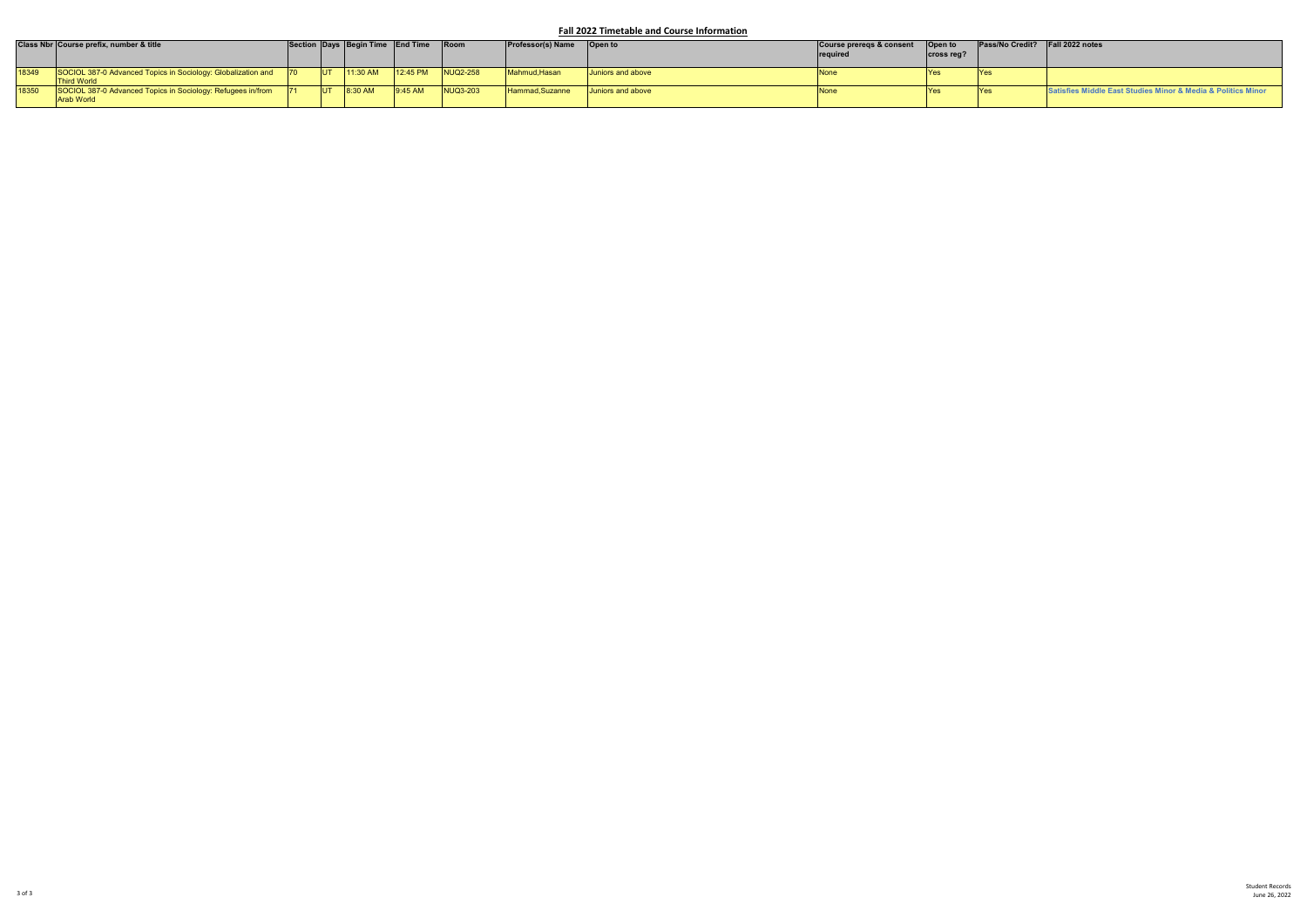**Fall 2022 Timetable and Course Information**

| Class Nbr | Course prefix, number & title | Section | Days | Begin Time | End Time | Room | Professor(s) Name | Open to | Course prereqs & consent required | Open to cross reg? | Pass/No Credit? | Fall 2022 notes |
|---|---|---|---|---|---|---|---|---|---|---|---|---|
| 18349 | SOCIOL 387-0 Advanced Topics in Sociology: Globalization and Third World | 70 | UT | 11:30 AM | 12:45 PM | NUQ2-258 | Mahmud,Hasan | Juniors and above | None | Yes | Yes | |
| 18350 | SOCIOL 387-0 Advanced Topics in Sociology: Refugees in/from Arab World | 71 | UT | 8:30 AM | 9:45 AM | NUQ3-203 | Hammad,Suzanne | Juniors and above | None | Yes | Yes | Satisfies Middle East Studies Minor & Media & Politics Minor |

Student Records
June 26, 2022